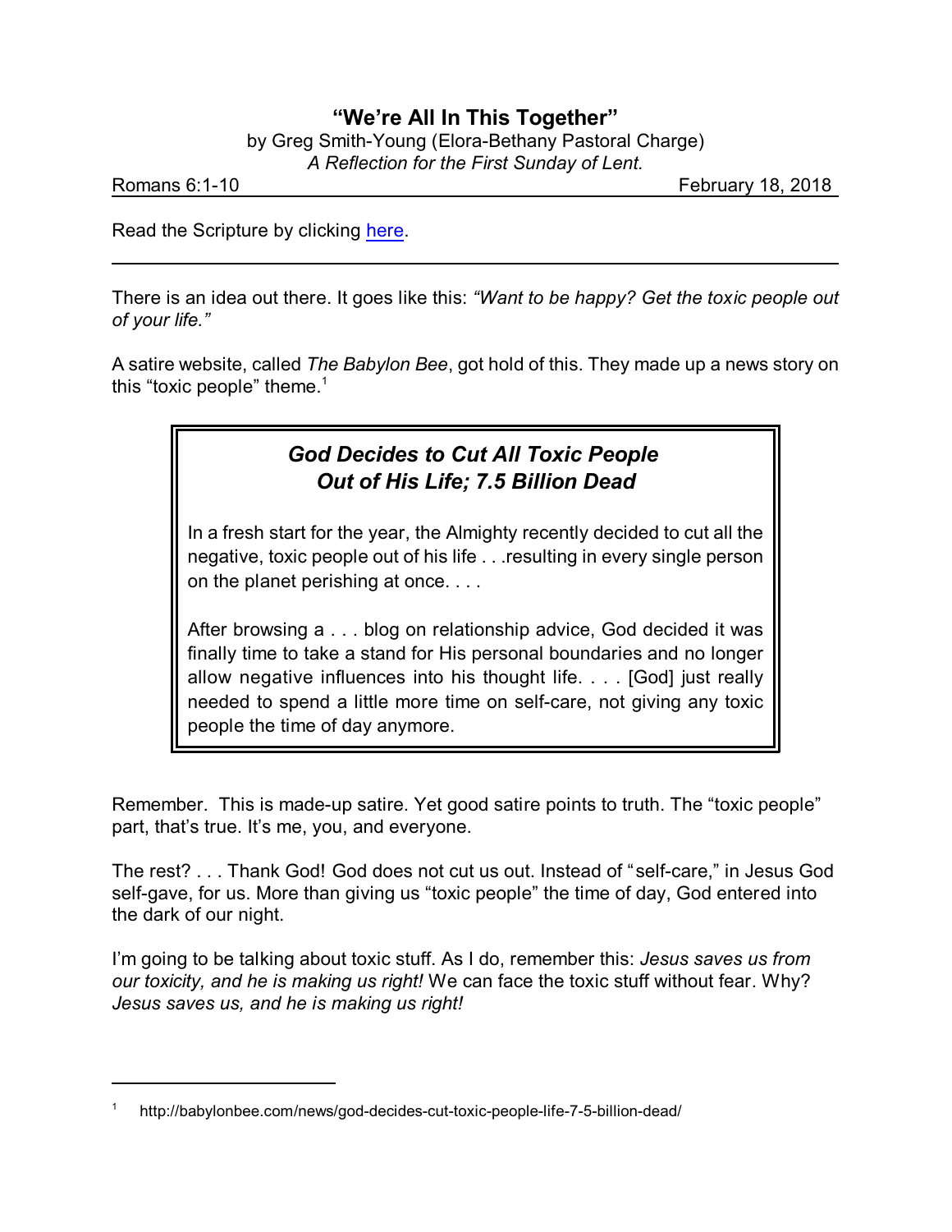# "We're All In This Together"

by Greg Smith-Young (Elora-Bethany Pastoral Charge)

*A Reflection for the First Sunday of Lent.*

Romans 6:1-10 — February 18, 2018

Read the Scripture by clicking here.

---

There is an idea out there. It goes like this: *"Want to be happy? Get the toxic people out of your life."*

A satire website, called *The Babylon Bee*, got hold of this. They made up a news story on this "toxic people" theme.[1]

> ### *God Decides to Cut All Toxic People Out of His Life; 7.5 Billion Dead*
>
> In a fresh start for the year, the Almighty recently decided to cut all the negative, toxic people out of his life . . .resulting in every single person on the planet perishing at once. . . .
>
> After browsing a . . . blog on relationship advice, God decided it was finally time to take a stand for His personal boundaries and no longer allow negative influences into his thought life. . . . [God] just really needed to spend a little more time on self-care, not giving any toxic people the time of day anymore.

Remember. This is made-up satire. Yet good satire points to truth. The "toxic people" part, that's true. It's me, you, and everyone.

The rest? . . . Thank God! God does not cut us out. Instead of "self-care," in Jesus God self-gave, for us. More than giving us "toxic people" the time of day, God entered into the dark of our night.

I'm going to be talking about toxic stuff. As I do, remember this: *Jesus saves us from our toxicity, and he is making us right!* We can face the toxic stuff without fear. Why? *Jesus saves us, and he is making us right!*

---

[1] http://babylonbee.com/news/god-decides-cut-toxic-people-life-7-5-billion-dead/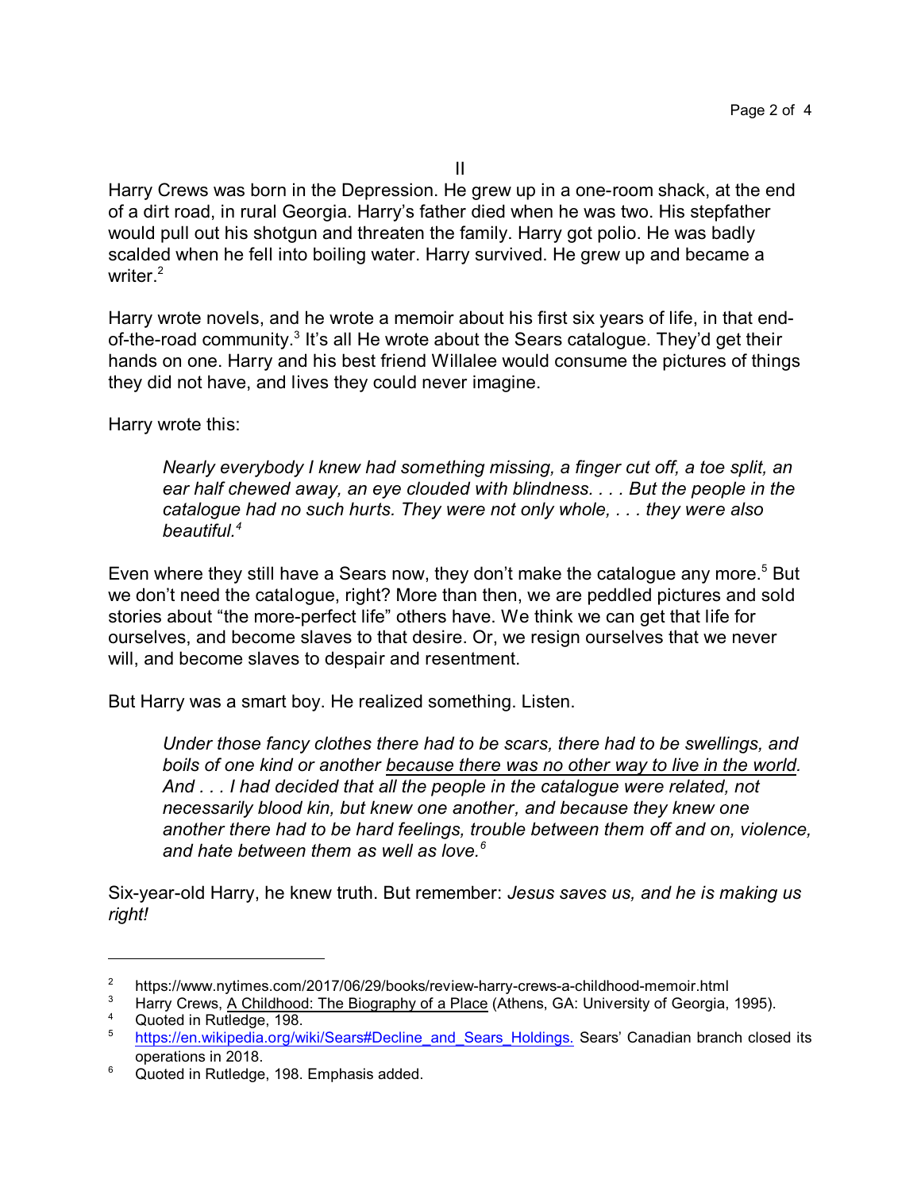II

Harry Crews was born in the Depression. He grew up in a one-room shack, at the end of a dirt road, in rural Georgia. Harry's father died when he was two. His stepfather would pull out his shotgun and threaten the family. Harry got polio. He was badly scalded when he fell into boiling water. Harry survived. He grew up and became a writer.[2]

Harry wrote novels, and he wrote a memoir about his first six years of life, in that end-of-the-road community.[3] It's all He wrote about the Sears catalogue. They'd get their hands on one. Harry and his best friend Willalee would consume the pictures of things they did not have, and lives they could never imagine.

Harry wrote this:

> *Nearly everybody I knew had something missing, a finger cut off, a toe split, an ear half chewed away, an eye clouded with blindness. . . . But the people in the catalogue had no such hurts. They were not only whole, . . . they were also beautiful.*[4]

Even where they still have a Sears now, they don't make the catalogue any more.[5] But we don't need the catalogue, right? More than then, we are peddled pictures and sold stories about "the more-perfect life" others have. We think we can get that life for ourselves, and become slaves to that desire. Or, we resign ourselves that we never will, and become slaves to despair and resentment.

But Harry was a smart boy. He realized something. Listen.

> *Under those fancy clothes there had to be scars, there had to be swellings, and boils of one kind or another <u>because there was no other way to live in the world</u>. And . . . I had decided that all the people in the catalogue were related, not necessarily blood kin, but knew one another, and because they knew one another there had to be hard feelings, trouble between them off and on, violence, and hate between them as well as love.*[6]

Six-year-old Harry, he knew truth. But remember: *Jesus saves us, and he is making us right!*

---

[2] https://www.nytimes.com/2017/06/29/books/review-harry-crews-a-childhood-memoir.html

[3] Harry Crews, <u>A Childhood: The Biography of a Place</u> (Athens, GA: University of Georgia, 1995).

[4] Quoted in Rutledge, 198.

[5] https://en.wikipedia.org/wiki/Sears#Decline_and_Sears_Holdings. Sears' Canadian branch closed its operations in 2018.

[6] Quoted in Rutledge, 198. Emphasis added.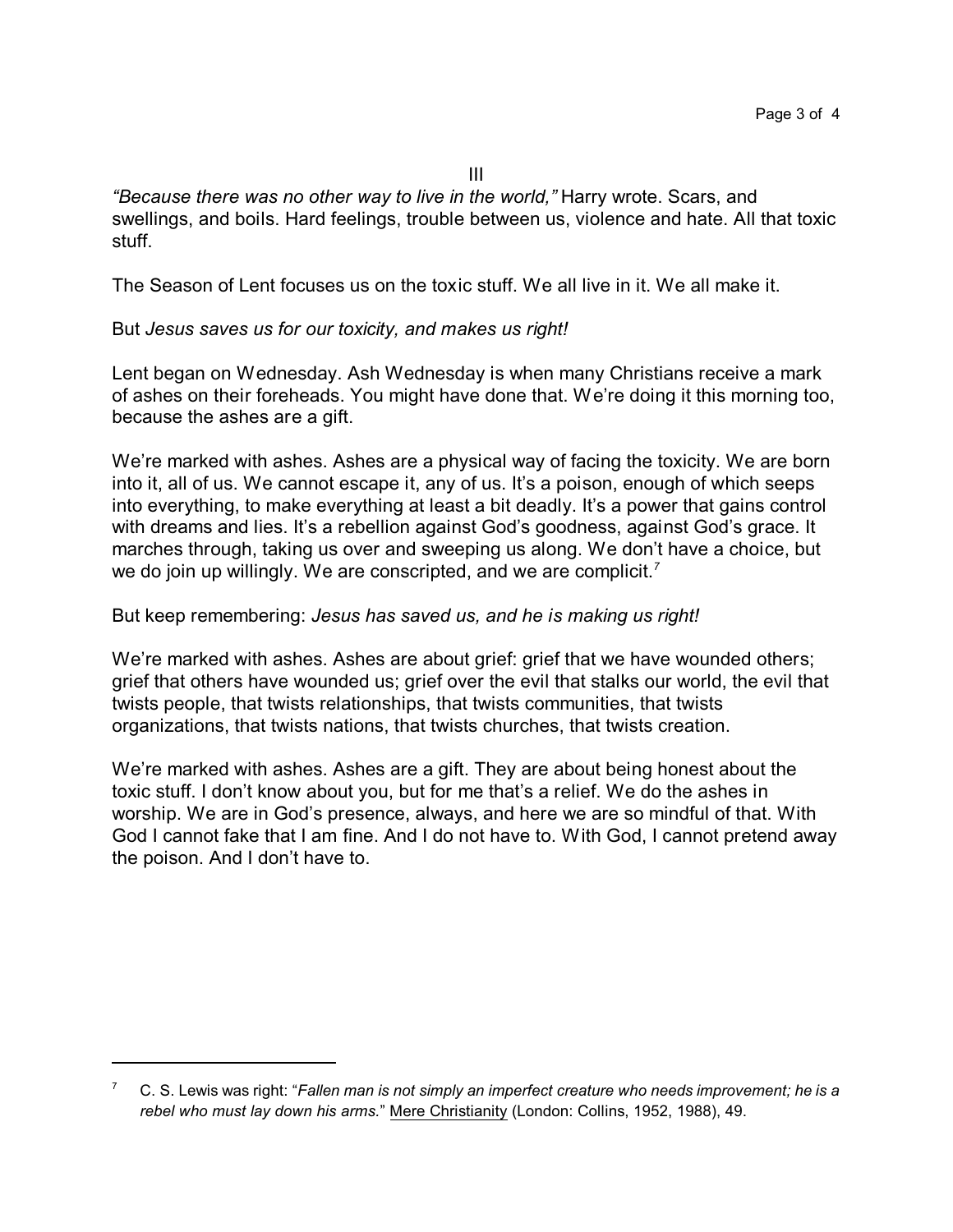III

*"Because there was no other way to live in the world,"* Harry wrote. Scars, and swellings, and boils. Hard feelings, trouble between us, violence and hate. All that toxic stuff.

The Season of Lent focuses us on the toxic stuff. We all live in it. We all make it.

But *Jesus saves us for our toxicity, and makes us right!*

Lent began on Wednesday. Ash Wednesday is when many Christians receive a mark of ashes on their foreheads. You might have done that. We're doing it this morning too, because the ashes are a gift.

We're marked with ashes. Ashes are a physical way of facing the toxicity. We are born into it, all of us. We cannot escape it, any of us. It's a poison, enough of which seeps into everything, to make everything at least a bit deadly. It's a power that gains control with dreams and lies. It's a rebellion against God's goodness, against God's grace. It marches through, taking us over and sweeping us along. We don't have a choice, but we do join up willingly. We are conscripted, and we are complicit.[7]

But keep remembering: *Jesus has saved us, and he is making us right!*

We're marked with ashes. Ashes are about grief: grief that we have wounded others; grief that others have wounded us; grief over the evil that stalks our world, the evil that twists people, that twists relationships, that twists communities, that twists organizations, that twists nations, that twists churches, that twists creation.

We're marked with ashes. Ashes are a gift. They are about being honest about the toxic stuff. I don't know about you, but for me that's a relief. We do the ashes in worship. We are in God's presence, always, and here we are so mindful of that. With God I cannot fake that I am fine. And I do not have to. With God, I cannot pretend away the poison. And I don't have to.

---

[7] C. S. Lewis was right: "*Fallen man is not simply an imperfect creature who needs improvement; he is a rebel who must lay down his arms.*" Mere Christianity (London: Collins, 1952, 1988), 49.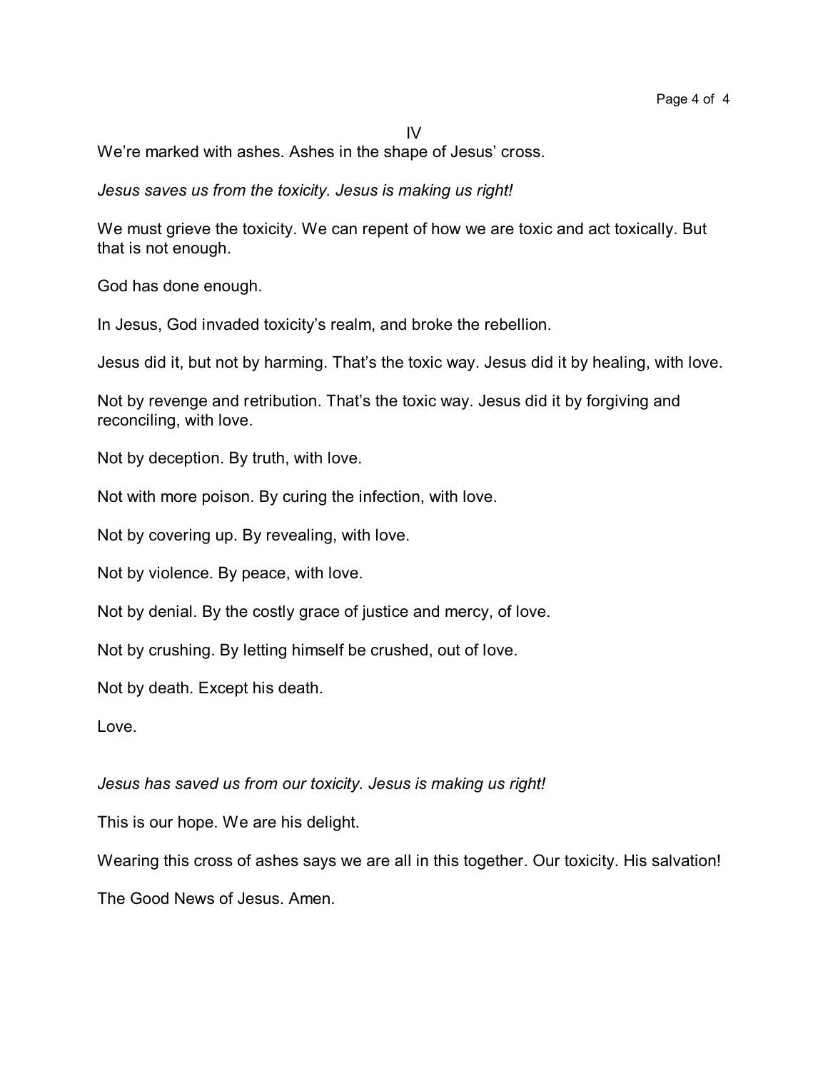## IV

We’re marked with ashes. Ashes in the shape of Jesus’ cross.

*Jesus saves us from the toxicity. Jesus is making us right!*

We must grieve the toxicity. We can repent of how we are toxic and act toxically. But that is not enough.

God has done enough.

In Jesus, God invaded toxicity’s realm, and broke the rebellion.

Jesus did it, but not by harming. That’s the toxic way. Jesus did it by healing, with love.

Not by revenge and retribution. That’s the toxic way. Jesus did it by forgiving and reconciling, with love.

Not by deception. By truth, with love.

Not with more poison. By curing the infection, with love.

Not by covering up. By revealing, with love.

Not by violence. By peace, with love.

Not by denial. By the costly grace of justice and mercy, of love.

Not by crushing. By letting himself be crushed, out of love.

Not by death. Except his death.

Love.

*Jesus has saved us from our toxicity. Jesus is making us right!*

This is our hope. We are his delight.

Wearing this cross of ashes says we are all in this together. Our toxicity. His salvation!

The Good News of Jesus. Amen.